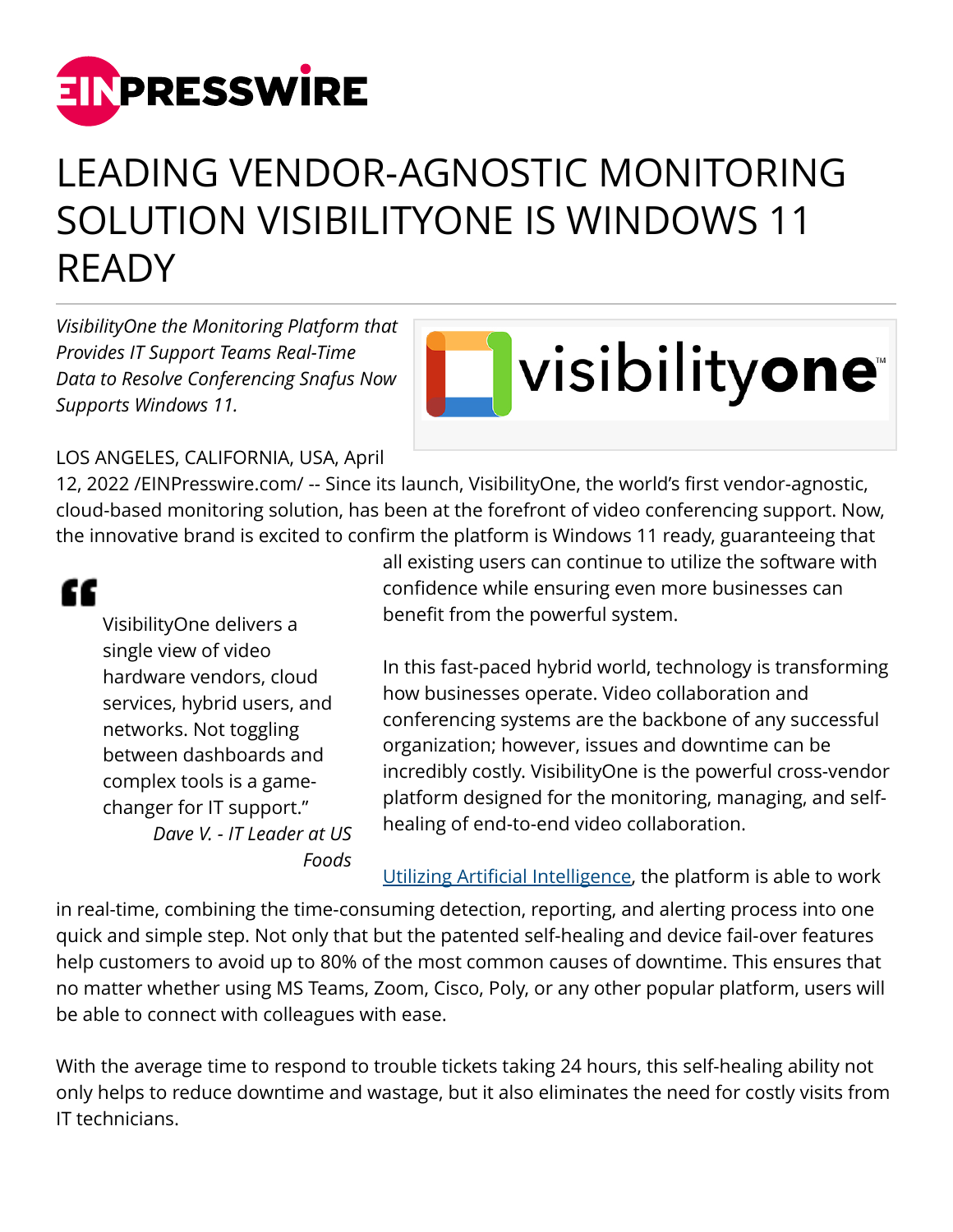# LEADING VENDOR-AGNOSTIC MONITORING SOLUTION VISIBILITYONE IS WINDOWS 11 READY

*VisibilityOne the Monitoring Platform that Provides IT Support Teams Real-Time Data to Resolve Conferencing Snafus Now Supports Windows 11.*

LOS ANGELES, CALIFORNIA, USA, April 12, 2022 /EINPresswire.com/ -- Since its launch, VisibilityOne, the world's first vendor-agnostic, cloud-based monitoring solution, has been at the forefront of video conferencing support. Now, the innovative brand is excited to confirm the platform is Windows 11 ready, guaranteeing that all existing users can continue to utilize the software with confidence while ensuring even more businesses can benefit from the powerful system.

> VisibilityOne delivers a single view of video hardware vendors, cloud services, hybrid users, and networks. Not toggling between dashboards and complex tools is a game-changer for IT support."
>
> *Dave V. - IT Leader at US Foods*

In this fast-paced hybrid world, technology is transforming how businesses operate. Video collaboration and conferencing systems are the backbone of any successful organization; however, issues and downtime can be incredibly costly. VisibilityOne is the powerful cross-vendor platform designed for the monitoring, managing, and self-healing of end-to-end video collaboration.

Utilizing Artificial Intelligence, the platform is able to work in real-time, combining the time-consuming detection, reporting, and alerting process into one quick and simple step. Not only that but the patented self-healing and device fail-over features help customers to avoid up to 80% of the most common causes of downtime. This ensures that no matter whether using MS Teams, Zoom, Cisco, Poly, or any other popular platform, users will be able to connect with colleagues with ease.

With the average time to respond to trouble tickets taking 24 hours, this self-healing ability not only helps to reduce downtime and wastage, but it also eliminates the need for costly visits from IT technicians.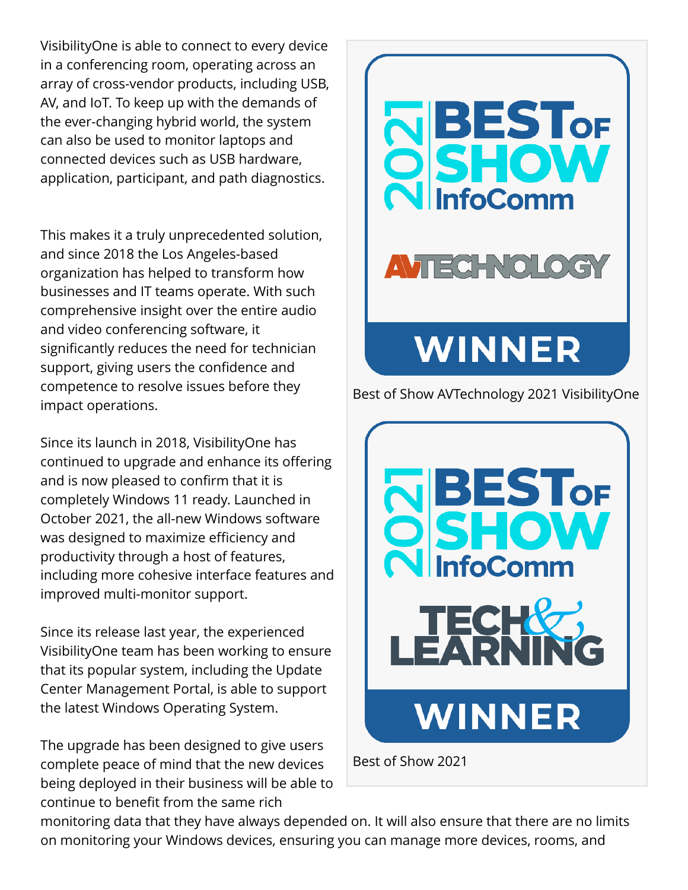VisibilityOne is able to connect to every device in a conferencing room, operating across an array of cross-vendor products, including USB, AV, and IoT. To keep up with the demands of the ever-changing hybrid world, the system can also be used to monitor laptops and connected devices such as USB hardware, application, participant, and path diagnostics.

This makes it a truly unprecedented solution, and since 2018 the Los Angeles-based organization has helped to transform how businesses and IT teams operate. With such comprehensive insight over the entire audio and video conferencing software, it significantly reduces the need for technician support, giving users the confidence and competence to resolve issues before they impact operations.

Since its launch in 2018, VisibilityOne has continued to upgrade and enhance its offering and is now pleased to confirm that it is completely Windows 11 ready. Launched in October 2021, the all-new Windows software was designed to maximize efficiency and productivity through a host of features, including more cohesive interface features and improved multi-monitor support.

Since its release last year, the experienced VisibilityOne team has been working to ensure that its popular system, including the Update Center Management Portal, is able to support the latest Windows Operating System.

The upgrade has been designed to give users complete peace of mind that the new devices being deployed in their business will be able to continue to benefit from the same rich monitoring data that they have always depended on. It will also ensure that there are no limits on monitoring your Windows devices, ensuring you can manage more devices, rooms, and

Best of Show AVTechnology 2021 VisibilityOne

Best of Show 2021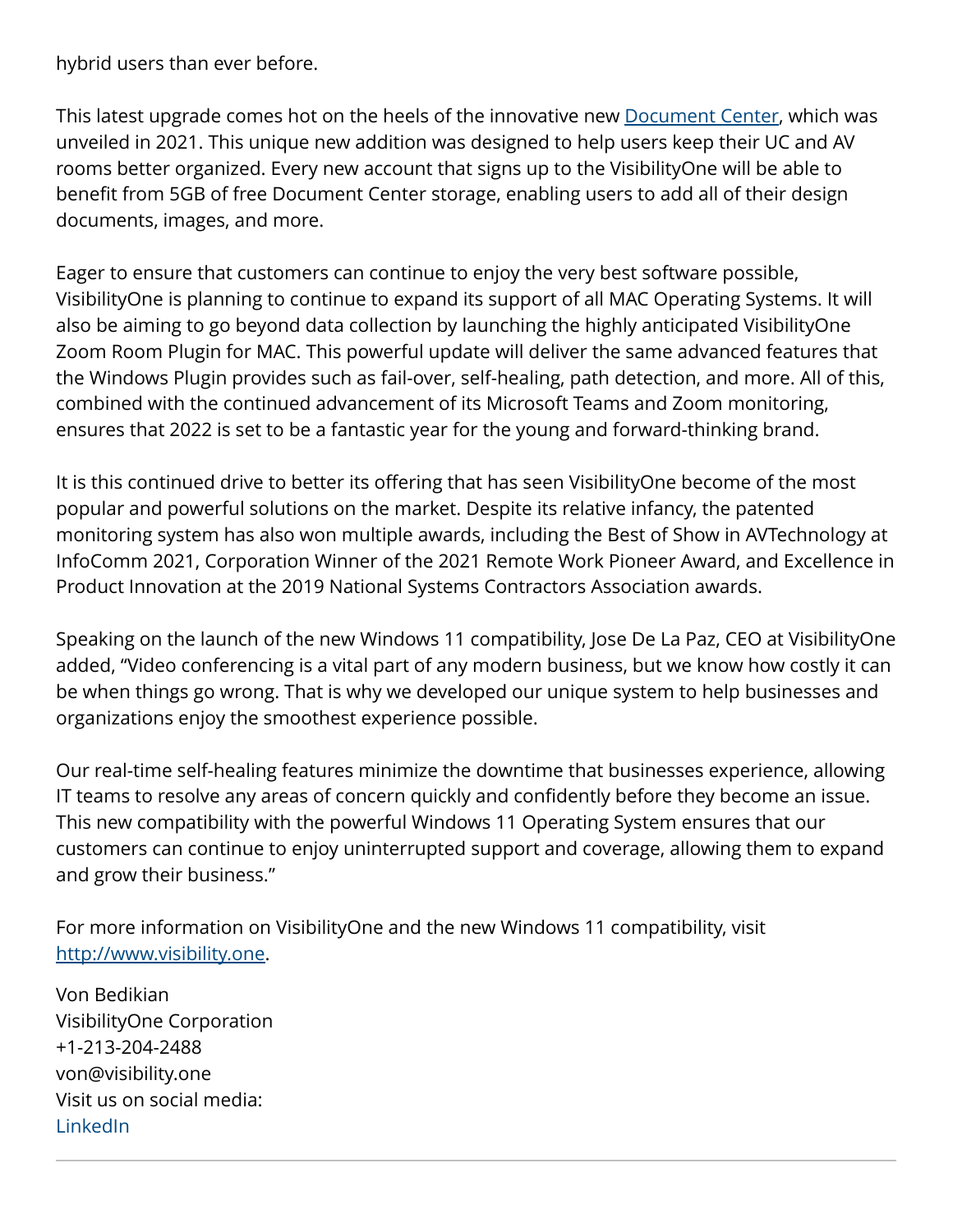hybrid users than ever before.

This latest upgrade comes hot on the heels of the innovative new [Document Center](), which was unveiled in 2021. This unique new addition was designed to help users keep their UC and AV rooms better organized. Every new account that signs up to the VisibilityOne will be able to benefit from 5GB of free Document Center storage, enabling users to add all of their design documents, images, and more.

Eager to ensure that customers can continue to enjoy the very best software possible, VisibilityOne is planning to continue to expand its support of all MAC Operating Systems. It will also be aiming to go beyond data collection by launching the highly anticipated VisibilityOne Zoom Room Plugin for MAC. This powerful update will deliver the same advanced features that the Windows Plugin provides such as fail-over, self-healing, path detection, and more. All of this, combined with the continued advancement of its Microsoft Teams and Zoom monitoring, ensures that 2022 is set to be a fantastic year for the young and forward-thinking brand.

It is this continued drive to better its offering that has seen VisibilityOne become of the most popular and powerful solutions on the market. Despite its relative infancy, the patented monitoring system has also won multiple awards, including the Best of Show in AVTechnology at InfoComm 2021, Corporation Winner of the 2021 Remote Work Pioneer Award, and Excellence in Product Innovation at the 2019 National Systems Contractors Association awards.

Speaking on the launch of the new Windows 11 compatibility, Jose De La Paz, CEO at VisibilityOne added, "Video conferencing is a vital part of any modern business, but we know how costly it can be when things go wrong. That is why we developed our unique system to help businesses and organizations enjoy the smoothest experience possible.

Our real-time self-healing features minimize the downtime that businesses experience, allowing IT teams to resolve any areas of concern quickly and confidently before they become an issue. This new compatibility with the powerful Windows 11 Operating System ensures that our customers can continue to enjoy uninterrupted support and coverage, allowing them to expand and grow their business."

For more information on VisibilityOne and the new Windows 11 compatibility, visit [http://www.visibility.one](http://www.visibility.one).

Von Bedikian
VisibilityOne Corporation
+1-213-204-2488
von@visibility.one
Visit us on social media:
LinkedIn

---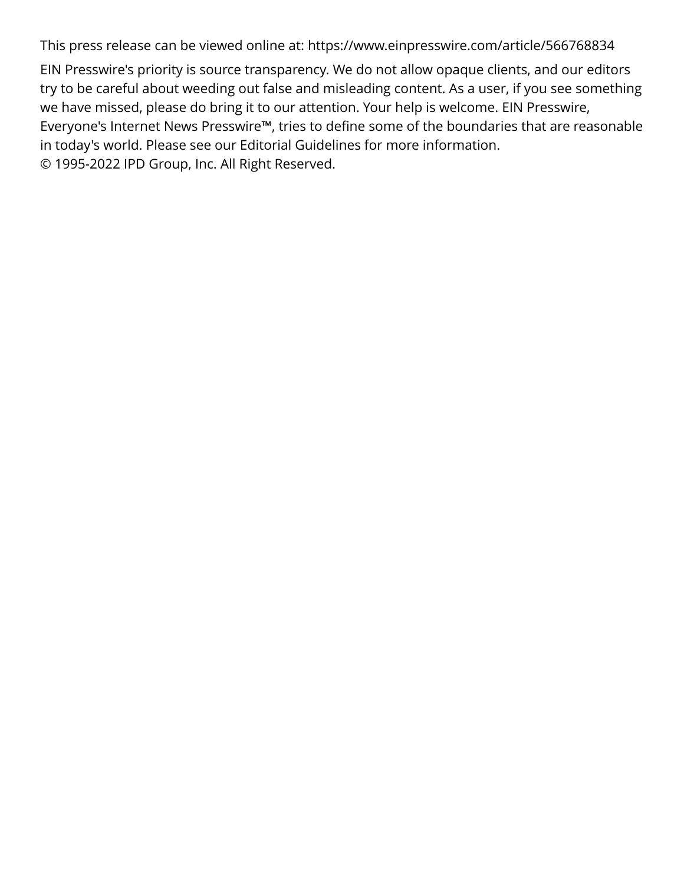This press release can be viewed online at: https://www.einpresswire.com/article/566768834

EIN Presswire's priority is source transparency. We do not allow opaque clients, and our editors try to be careful about weeding out false and misleading content. As a user, if you see something we have missed, please do bring it to our attention. Your help is welcome. EIN Presswire, Everyone's Internet News Presswire™, tries to define some of the boundaries that are reasonable in today's world. Please see our Editorial Guidelines for more information.
© 1995-2022 IPD Group, Inc. All Right Reserved.